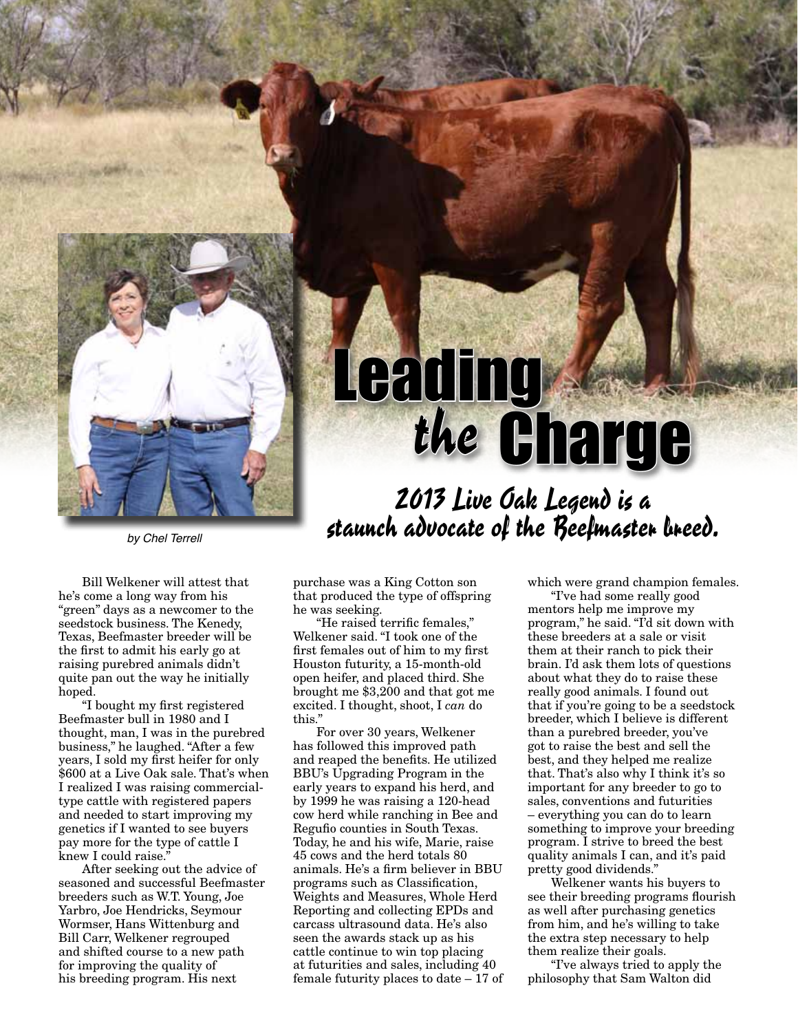# Leading *the* Charge

## *2013 Live Oak Legend is a staunch advocate of the Beefmaster breed.*

*by Chel Terrell*

Bill Welkener will attest that he's come a long way from his "green" days as a newcomer to the seedstock business. The Kenedy, Texas, Beefmaster breeder will be the first to admit his early go at raising purebred animals didn't quite pan out the way he initially hoped.

"I bought my first registered Beefmaster bull in 1980 and I thought, man, I was in the purebred business," he laughed. "After a few years, I sold my first heifer for only $600 at a Live Oak sale. That's when I realized I was raising commercial-type cattle with registered papers and needed to start improving my genetics if I wanted to see buyers pay more for the type of cattle I knew I could raise."

After seeking out the advice of seasoned and successful Beefmaster breeders such as W.T. Young, Joe Yarbro, Joe Hendricks, Seymour Wormser, Hans Wittenburg and Bill Carr, Welkener regrouped and shifted course to a new path for improving the quality of his breeding program. His next purchase was a King Cotton son that produced the type of offspring he was seeking.

"He raised terrific females," Welkener said. "I took one of the first females out of him to my first Houston futurity, a 15-month-old open heifer, and placed third. She brought me $3,200 and that got me excited. I thought, shoot, I *can* do this."

For over 30 years, Welkener has followed this improved path and reaped the benefits. He utilized BBU's Upgrading Program in the early years to expand his herd, and by 1999 he was raising a 120-head cow herd while ranching in Bee and Regufio counties in South Texas. Today, he and his wife, Marie, raise 45 cows and the herd totals 80 animals. He's a firm believer in BBU programs such as Classification, Weights and Measures, Whole Herd Reporting and collecting EPDs and carcass ultrasound data. He's also seen the awards stack up as his cattle continue to win top placing at futurities and sales, including 40 female futurity places to date – 17 of which were grand champion females.

"I've had some really good mentors help me improve my program," he said. "I'd sit down with these breeders at a sale or visit them at their ranch to pick their brain. I'd ask them lots of questions about what they do to raise these really good animals. I found out that if you're going to be a seedstock breeder, which I believe is different than a purebred breeder, you've got to raise the best and sell the best, and they helped me realize that. That's also why I think it's so important for any breeder to go to sales, conventions and futurities – everything you can do to learn something to improve your breeding program. I strive to breed the best quality animals I can, and it's paid pretty good dividends."

Welkener wants his buyers to see their breeding programs flourish as well after purchasing genetics from him, and he's willing to take the extra step necessary to help them realize their goals.

"I've always tried to apply the philosophy that Sam Walton did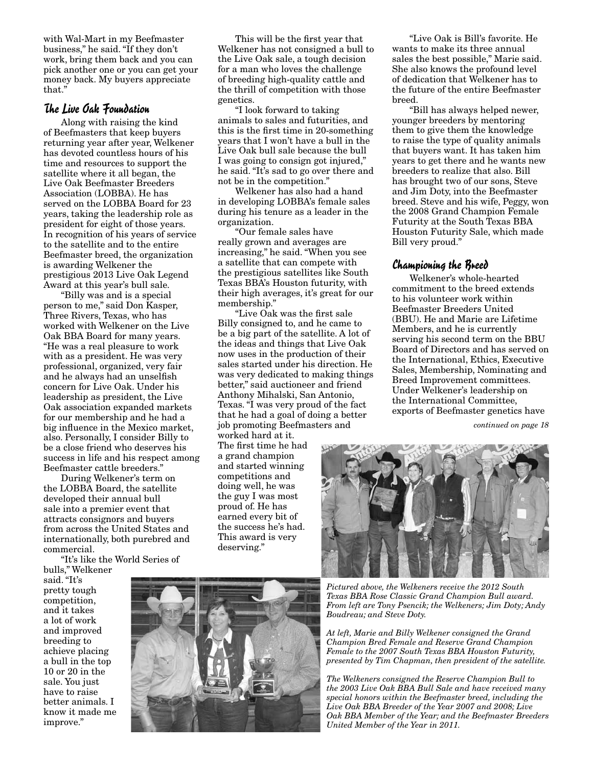with Wal-Mart in my Beefmaster business," he said. "If they don't work, bring them back and you can pick another one or you can get your money back. My buyers appreciate that."

## The Live Oak Foundation

Along with raising the kind of Beefmasters that keep buyers returning year after year, Welkener has devoted countless hours of his time and resources to support the satellite where it all began, the Live Oak Beefmaster Breeders Association (LOBBA). He has served on the LOBBA Board for 23 years, taking the leadership role as president for eight of those years. In recognition of his years of service to the satellite and to the entire Beefmaster breed, the organization is awarding Welkener the prestigious 2013 Live Oak Legend Award at this year's bull sale.

"Billy was and is a special person to me," said Don Kasper, Three Rivers, Texas, who has worked with Welkener on the Live Oak BBA Board for many years. "He was a real pleasure to work with as a president. He was very professional, organized, very fair and he always had an unselfish concern for Live Oak. Under his leadership as president, the Live Oak association expanded markets for our membership and he had a big influence in the Mexico market, also. Personally, I consider Billy to be a close friend who deserves his success in life and his respect among Beefmaster cattle breeders."

During Welkener's term on the LOBBA Board, the satellite developed their annual bull sale into a premier event that attracts consignors and buyers from across the United States and internationally, both purebred and commercial.

"It's like the World Series of bulls," Welkener said. "It's pretty tough competition, and it takes a lot of work and improved breeding to achieve placing a bull in the top 10 or 20 in the sale. You just have to raise better animals. I know it made me improve."

This will be the first year that Welkener has not consigned a bull to the Live Oak sale, a tough decision for a man who loves the challenge of breeding high-quality cattle and the thrill of competition with those genetics.

"I look forward to taking animals to sales and futurities, and this is the first time in 20-something years that I won't have a bull in the Live Oak bull sale because the bull I was going to consign got injured," he said. "It's sad to go over there and not be in the competition."

Welkener has also had a hand in developing LOBBA's female sales during his tenure as a leader in the organization.

"Our female sales have really grown and averages are increasing," he said. "When you see a satellite that can compete with the prestigious satellites like South Texas BBA's Houston futurity, with their high averages, it's great for our membership."

"Live Oak was the first sale Billy consigned to, and he came to be a big part of the satellite. A lot of the ideas and things that Live Oak now uses in the production of their sales started under his direction. He was very dedicated to making things better," said auctioneer and friend Anthony Mihalski, San Antonio, Texas. "I was very proud of the fact that he had a goal of doing a better job promoting Beefmasters and worked hard at it. The first time he had a grand champion and started winning competitions and doing well, he was the guy I was most proud of. He has earned every bit of the success he's had. This award is very deserving."

"Live Oak is Bill's favorite. He wants to make its three annual sales the best possible," Marie said. She also knows the profound level of dedication that Welkener has to the future of the entire Beefmaster breed.

"Bill has always helped newer, younger breeders by mentoring them to give them the knowledge to raise the type of quality animals that buyers want. It has taken him years to get there and he wants new breeders to realize that also. Bill has brought two of our sons, Steve and Jim Doty, into the Beefmaster breed. Steve and his wife, Peggy, won the 2008 Grand Champion Female Futurity at the South Texas BBA Houston Futurity Sale, which made Bill very proud."

## Championing the Breed

Welkener's whole-hearted commitment to the breed extends to his volunteer work within Beefmaster Breeders United (BBU). He and Marie are Lifetime Members, and he is currently serving his second term on the BBU Board of Directors and has served on the International, Ethics, Executive Sales, Membership, Nominating and Breed Improvement committees. Under Welkener's leadership on the International Committee, exports of Beefmaster genetics have

*continued on page 18*

*Pictured above, the Welkeners receive the 2012 South Texas BBA Rose Classic Grand Champion Bull award. From left are Tony Psencik; the Welkeners; Jim Doty; Andy Boudreau; and Steve Doty.*

*At left, Marie and Billy Welkener consigned the Grand Champion Bred Female and Reserve Grand Champion Female to the 2007 South Texas BBA Houston Futurity, presented by Tim Chapman, then president of the satellite.*

*The Welkeners consigned the Reserve Champion Bull to the 2003 Live Oak BBA Bull Sale and have received many special honors within the Beefmaster breed, including the Live Oak BBA Breeder of the Year 2007 and 2008; Live Oak BBA Member of the Year; and the Beefmaster Breeders United Member of the Year in 2011.*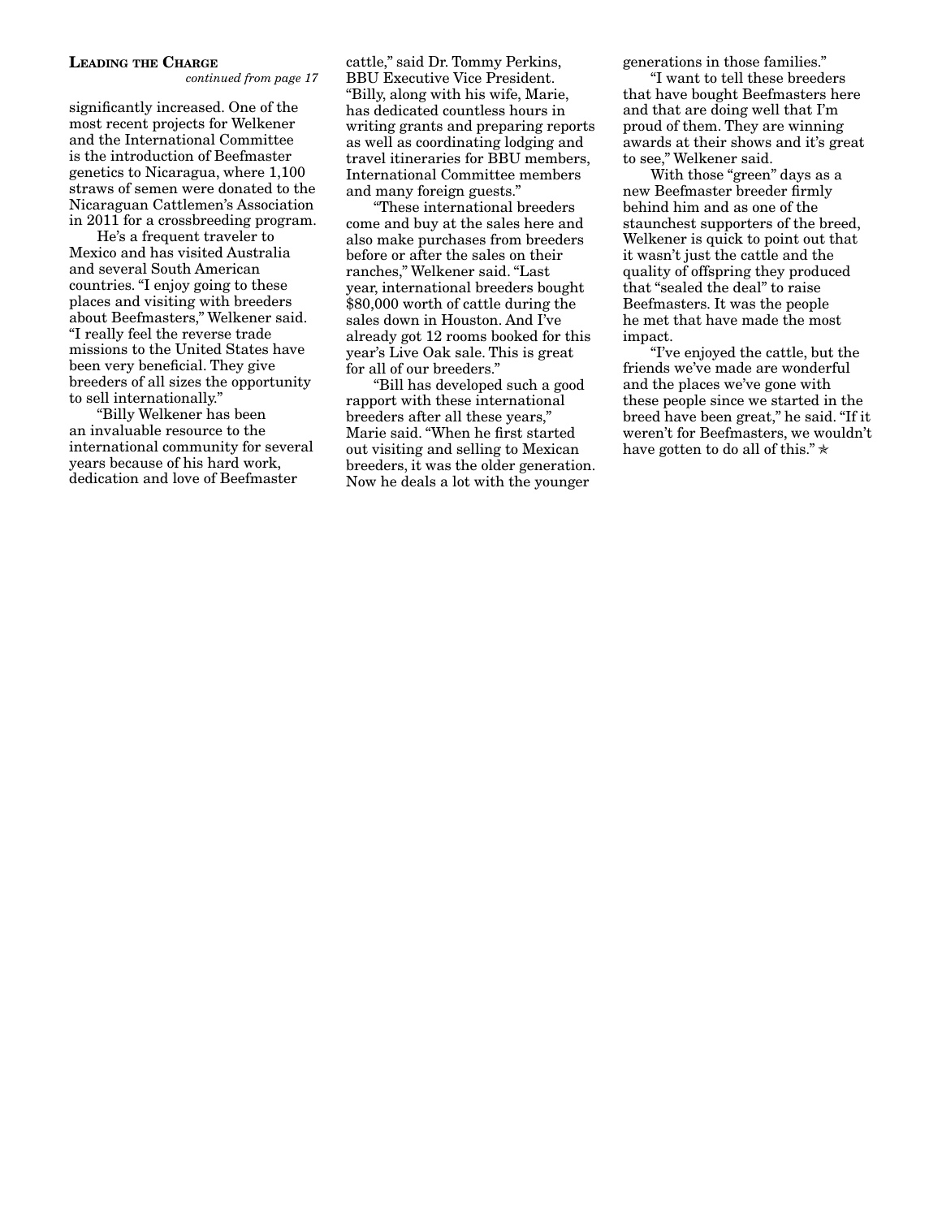**Leading the Charge**

*continued from page 17*

significantly increased. One of the most recent projects for Welkener and the International Committee is the introduction of Beefmaster genetics to Nicaragua, where 1,100 straws of semen were donated to the Nicaraguan Cattlemen's Association in 2011 for a crossbreeding program.

He's a frequent traveler to Mexico and has visited Australia and several South American countries. "I enjoy going to these places and visiting with breeders about Beefmasters," Welkener said. "I really feel the reverse trade missions to the United States have been very beneficial. They give breeders of all sizes the opportunity to sell internationally."

"Billy Welkener has been an invaluable resource to the international community for several years because of his hard work, dedication and love of Beefmaster cattle," said Dr. Tommy Perkins, BBU Executive Vice President. "Billy, along with his wife, Marie, has dedicated countless hours in writing grants and preparing reports as well as coordinating lodging and travel itineraries for BBU members, International Committee members and many foreign guests."

"These international breeders come and buy at the sales here and also make purchases from breeders before or after the sales on their ranches," Welkener said. "Last year, international breeders bought $80,000 worth of cattle during the sales down in Houston. And I've already got 12 rooms booked for this year's Live Oak sale. This is great for all of our breeders."

"Bill has developed such a good rapport with these international breeders after all these years," Marie said. "When he first started out visiting and selling to Mexican breeders, it was the older generation. Now he deals a lot with the younger generations in those families."

"I want to tell these breeders that have bought Beefmasters here and that are doing well that I'm proud of them. They are winning awards at their shows and it's great to see," Welkener said.

With those "green" days as a new Beefmaster breeder firmly behind him and as one of the staunchest supporters of the breed, Welkener is quick to point out that it wasn't just the cattle and the quality of offspring they produced that "sealed the deal" to raise Beefmasters. It was the people he met that have made the most impact.

"I've enjoyed the cattle, but the friends we've made are wonderful and the places we've gone with these people since we started in the breed have been great," he said. "If it weren't for Beefmasters, we wouldn't have gotten to do all of this." ✯